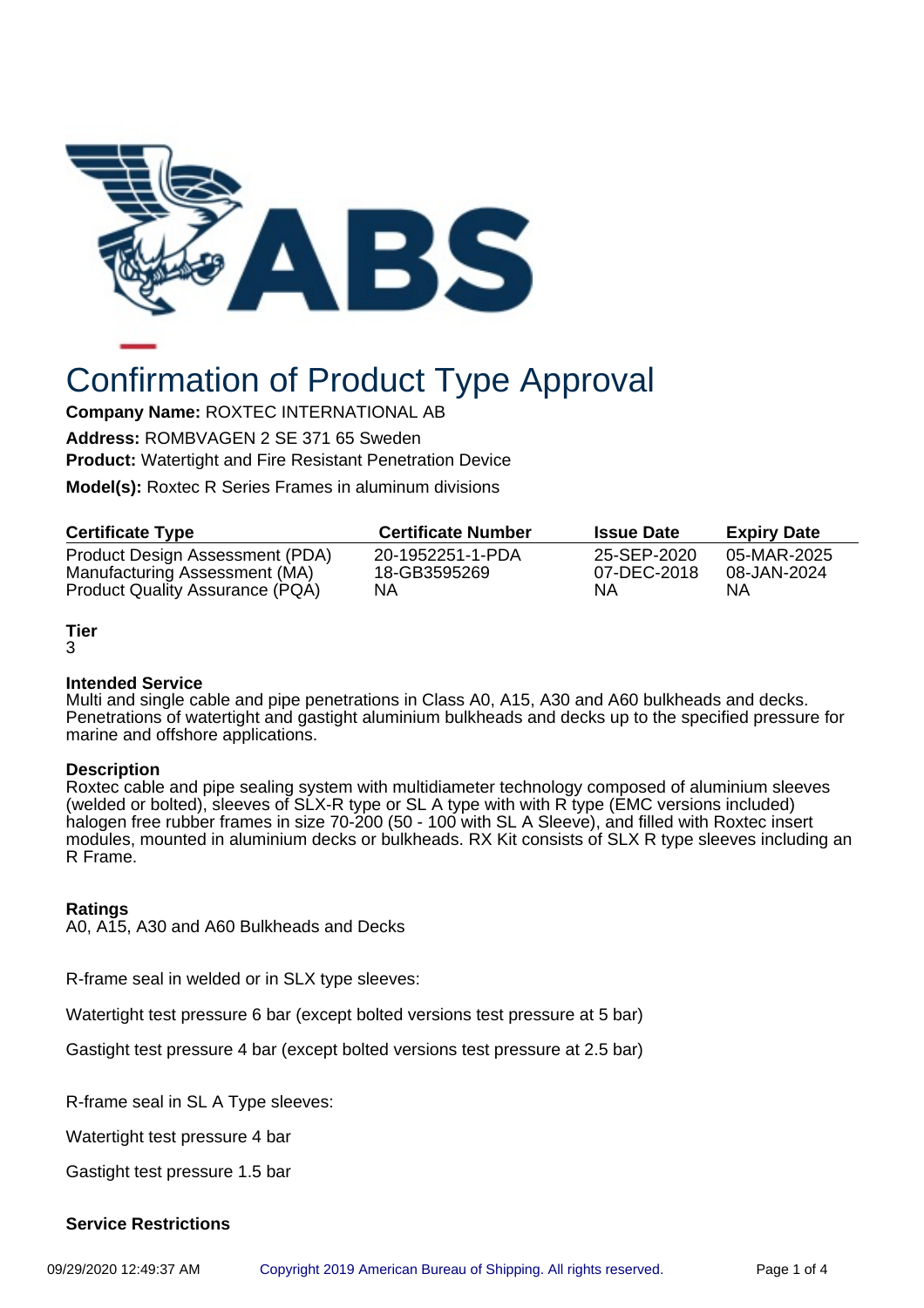# Confirmation of Product Type Approval

**Company Name:** ROXTEC INTERNATIONAL AB

**Address:** ROMBVAGEN 2 SE 371 65 Sweden

**Product:** Watertight and Fire Resistant Penetration Device

**Model(s):** Roxtec R Series Frames in aluminum divisions

| Certificate Type | Certificate Number | Issue Date | Expiry Date |
| --- | --- | --- | --- |
| Product Design Assessment (PDA) | 20-1952251-1-PDA | 25-SEP-2020 | 05-MAR-2025 |
| Manufacturing Assessment (MA) | 18-GB3595269 | 07-DEC-2018 | 08-JAN-2024 |
| Product Quality Assurance (PQA) | NA | NA | NA |

**Tier**

3

**Intended Service**

Multi and single cable and pipe penetrations in Class A0, A15, A30 and A60 bulkheads and decks. Penetrations of watertight and gastight aluminium bulkheads and decks up to the specified pressure for marine and offshore applications.

**Description**

Roxtec cable and pipe sealing system with multidiameter technology composed of aluminium sleeves (welded or bolted), sleeves of SLX-R type or SL A type with with R type (EMC versions included) halogen free rubber frames in size 70-200 (50 - 100 with SL A Sleeve), and filled with Roxtec insert modules, mounted in aluminium decks or bulkheads. RX Kit consists of SLX R type sleeves including an R Frame.

**Ratings**

A0, A15, A30 and A60 Bulkheads and Decks

R-frame seal in welded or in SLX type sleeves:

Watertight test pressure 6 bar (except bolted versions test pressure at 5 bar)

Gastight test pressure 4 bar (except bolted versions test pressure at 2.5 bar)

R-frame seal in SL A Type sleeves:

Watertight test pressure 4 bar

Gastight test pressure 1.5 bar

**Service Restrictions**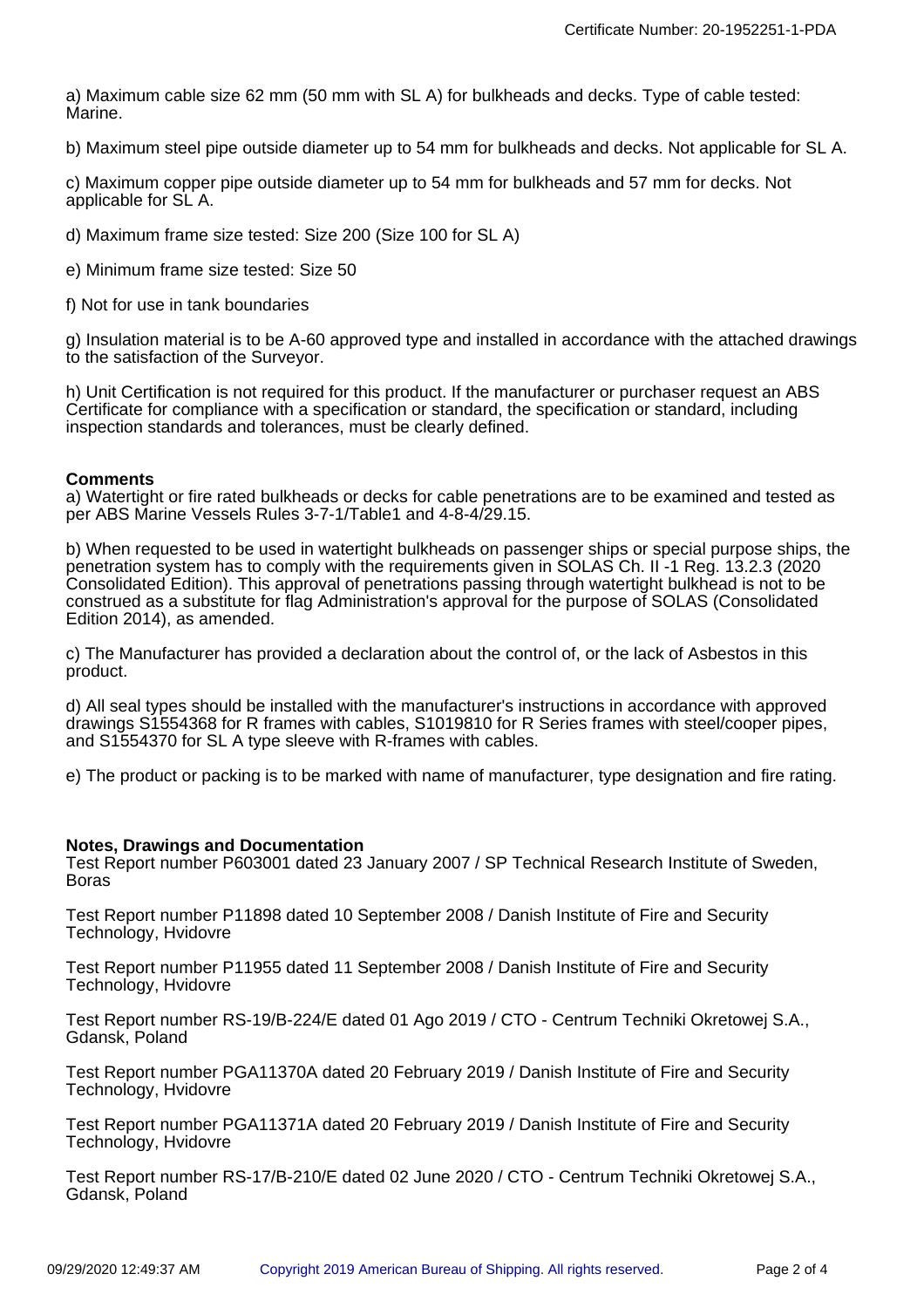a) Maximum cable size 62 mm (50 mm with SL A) for bulkheads and decks. Type of cable tested: Marine.

b) Maximum steel pipe outside diameter up to 54 mm for bulkheads and decks. Not applicable for SL A.

c) Maximum copper pipe outside diameter up to 54 mm for bulkheads and 57 mm for decks. Not applicable for SL A.

d) Maximum frame size tested: Size 200 (Size 100 for SL A)

e) Minimum frame size tested: Size 50

f) Not for use in tank boundaries

g) Insulation material is to be A-60 approved type and installed in accordance with the attached drawings to the satisfaction of the Surveyor.

h) Unit Certification is not required for this product. If the manufacturer or purchaser request an ABS Certificate for compliance with a specification or standard, the specification or standard, including inspection standards and tolerances, must be clearly defined.

**Comments**

a) Watertight or fire rated bulkheads or decks for cable penetrations are to be examined and tested as per ABS Marine Vessels Rules 3-7-1/Table1 and 4-8-4/29.15.

b) When requested to be used in watertight bulkheads on passenger ships or special purpose ships, the penetration system has to comply with the requirements given in SOLAS Ch. II -1 Reg. 13.2.3 (2020 Consolidated Edition). This approval of penetrations passing through watertight bulkhead is not to be construed as a substitute for flag Administration's approval for the purpose of SOLAS (Consolidated Edition 2014), as amended.

c) The Manufacturer has provided a declaration about the control of, or the lack of Asbestos in this product.

d) All seal types should be installed with the manufacturer's instructions in accordance with approved drawings S1554368 for R frames with cables, S1019810 for R Series frames with steel/cooper pipes, and S1554370 for SL A type sleeve with R-frames with cables.

e) The product or packing is to be marked with name of manufacturer, type designation and fire rating.

**Notes, Drawings and Documentation**

Test Report number P603001 dated 23 January 2007 / SP Technical Research Institute of Sweden, Boras

Test Report number P11898 dated 10 September 2008 / Danish Institute of Fire and Security Technology, Hvidovre

Test Report number P11955 dated 11 September 2008 / Danish Institute of Fire and Security Technology, Hvidovre

Test Report number RS-19/B-224/E dated 01 Ago 2019 / CTO - Centrum Techniki Okretowej S.A., Gdansk, Poland

Test Report number PGA11370A dated 20 February 2019 / Danish Institute of Fire and Security Technology, Hvidovre

Test Report number PGA11371A dated 20 February 2019 / Danish Institute of Fire and Security Technology, Hvidovre

Test Report number RS-17/B-210/E dated 02 June 2020 / CTO - Centrum Techniki Okretowej S.A., Gdansk, Poland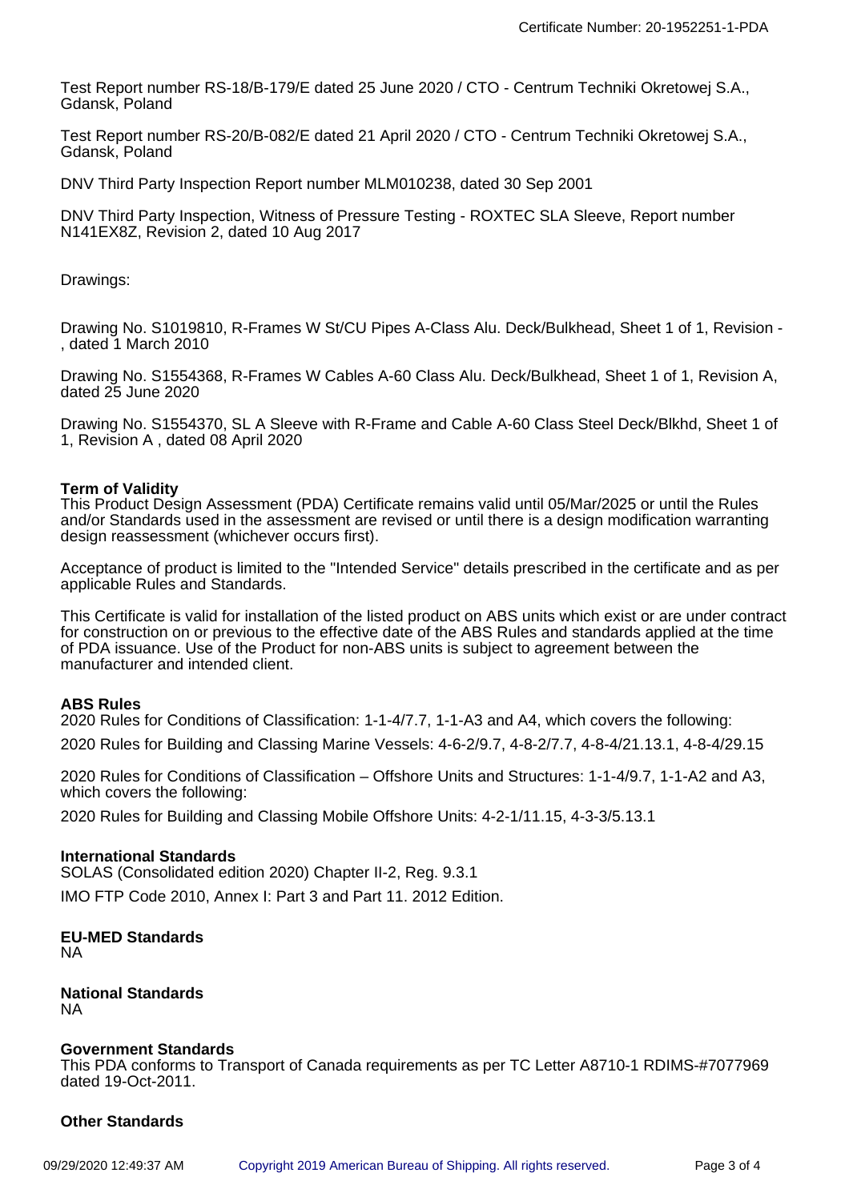Test Report number RS-18/B-179/E dated 25 June 2020 / CTO - Centrum Techniki Okretowej S.A., Gdansk, Poland

Test Report number RS-20/B-082/E dated 21 April 2020 / CTO - Centrum Techniki Okretowej S.A., Gdansk, Poland

DNV Third Party Inspection Report number MLM010238, dated 30 Sep 2001

DNV Third Party Inspection, Witness of Pressure Testing - ROXTEC SLA Sleeve, Report number N141EX8Z, Revision 2, dated 10 Aug 2017

Drawings:

Drawing No. S1019810, R-Frames W St/CU Pipes A-Class Alu. Deck/Bulkhead, Sheet 1 of 1, Revision - , dated 1 March 2010

Drawing No. S1554368, R-Frames W Cables A-60 Class Alu. Deck/Bulkhead, Sheet 1 of 1, Revision A, dated 25 June 2020

Drawing No. S1554370, SL A Sleeve with R-Frame and Cable A-60 Class Steel Deck/Blkhd, Sheet 1 of 1, Revision A , dated 08 April 2020

**Term of Validity**
This Product Design Assessment (PDA) Certificate remains valid until 05/Mar/2025 or until the Rules and/or Standards used in the assessment are revised or until there is a design modification warranting design reassessment (whichever occurs first).

Acceptance of product is limited to the "Intended Service" details prescribed in the certificate and as per applicable Rules and Standards.

This Certificate is valid for installation of the listed product on ABS units which exist or are under contract for construction on or previous to the effective date of the ABS Rules and standards applied at the time of PDA issuance. Use of the Product for non-ABS units is subject to agreement between the manufacturer and intended client.

**ABS Rules**
2020 Rules for Conditions of Classification: 1-1-4/7.7, 1-1-A3 and A4, which covers the following:

2020 Rules for Building and Classing Marine Vessels: 4-6-2/9.7, 4-8-2/7.7, 4-8-4/21.13.1, 4-8-4/29.15

2020 Rules for Conditions of Classification – Offshore Units and Structures: 1-1-4/9.7, 1-1-A2 and A3, which covers the following:

2020 Rules for Building and Classing Mobile Offshore Units: 4-2-1/11.15, 4-3-3/5.13.1

**International Standards**
SOLAS (Consolidated edition 2020) Chapter II-2, Reg. 9.3.1

IMO FTP Code 2010, Annex I: Part 3 and Part 11. 2012 Edition.

**EU-MED Standards**
NA

**National Standards**
NA

**Government Standards**
This PDA conforms to Transport of Canada requirements as per TC Letter A8710-1 RDIMS-#7077969 dated 19-Oct-2011.

**Other Standards**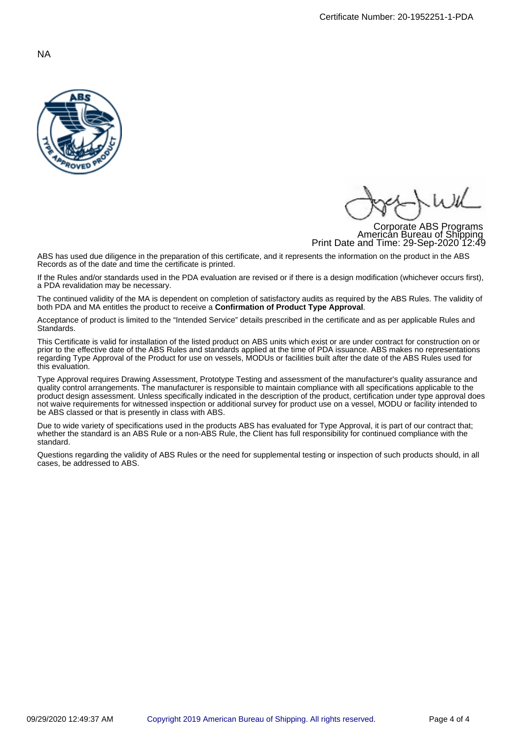Certificate Number: 20-1952251-1-PDA

NA

Corporate ABS Programs
American Bureau of Shipping
Print Date and Time: 29-Sep-2020 12:49

ABS has used due diligence in the preparation of this certificate, and it represents the information on the product in the ABS Records as of the date and time the certificate is printed.

If the Rules and/or standards used in the PDA evaluation are revised or if there is a design modification (whichever occurs first), a PDA revalidation may be necessary.

The continued validity of the MA is dependent on completion of satisfactory audits as required by the ABS Rules. The validity of both PDA and MA entitles the product to receive a **Confirmation of Product Type Approval**.

Acceptance of product is limited to the "Intended Service" details prescribed in the certificate and as per applicable Rules and Standards.

This Certificate is valid for installation of the listed product on ABS units which exist or are under contract for construction on or prior to the effective date of the ABS Rules and standards applied at the time of PDA issuance. ABS makes no representations regarding Type Approval of the Product for use on vessels, MODUs or facilities built after the date of the ABS Rules used for this evaluation.

Type Approval requires Drawing Assessment, Prototype Testing and assessment of the manufacturer's quality assurance and quality control arrangements. The manufacturer is responsible to maintain compliance with all specifications applicable to the product design assessment. Unless specifically indicated in the description of the product, certification under type approval does not waive requirements for witnessed inspection or additional survey for product use on a vessel, MODU or facility intended to be ABS classed or that is presently in class with ABS.

Due to wide variety of specifications used in the products ABS has evaluated for Type Approval, it is part of our contract that; whether the standard is an ABS Rule or a non-ABS Rule, the Client has full responsibility for continued compliance with the standard.

Questions regarding the validity of ABS Rules or the need for supplemental testing or inspection of such products should, in all cases, be addressed to ABS.